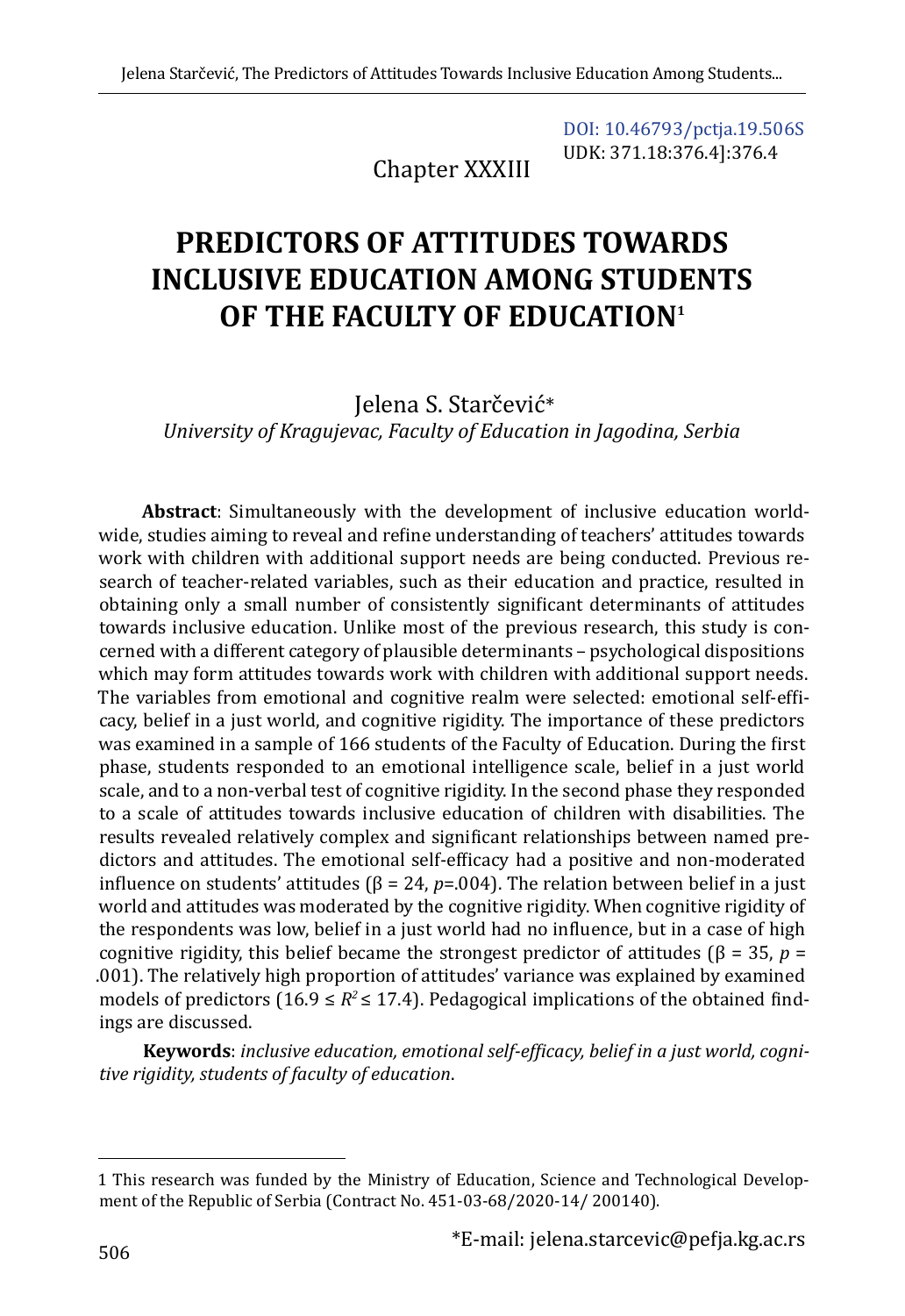DOI: 10.46793/pctja.19.506S
UDK: 371.18:376.4]:376.4

Chapter XXXIII

# PREDICTORS OF ATTITUDES TOWARDS INCLUSIVE EDUCATION AMONG STUDENTS OF THE FACULTY OF EDUCATION[1]

Jelena S. Starčević*

*University of Kragujevac, Faculty of Education in Jagodina, Serbia*

**Abstract**: Simultaneously with the development of inclusive education worldwide, studies aiming to reveal and refine understanding of teachers' attitudes towards work with children with additional support needs are being conducted. Previous research of teacher-related variables, such as their education and practice, resulted in obtaining only a small number of consistently significant determinants of attitudes towards inclusive education. Unlike most of the previous research, this study is concerned with a different category of plausible determinants – psychological dispositions which may form attitudes towards work with children with additional support needs. The variables from emotional and cognitive realm were selected: emotional self-efficacy, belief in a just world, and cognitive rigidity. The importance of these predictors was examined in a sample of 166 students of the Faculty of Education. During the first phase, students responded to an emotional intelligence scale, belief in a just world scale, and to a non-verbal test of cognitive rigidity. In the second phase they responded to a scale of attitudes towards inclusive education of children with disabilities. The results revealed relatively complex and significant relationships between named predictors and attitudes. The emotional self-efficacy had a positive and non-moderated influence on students' attitudes (β = 24, $p$=.004). The relation between belief in a just world and attitudes was moderated by the cognitive rigidity. When cognitive rigidity of the respondents was low, belief in a just world had no influence, but in a case of high cognitive rigidity, this belief became the strongest predictor of attitudes (β = 35, $p$ = .001). The relatively high proportion of attitudes' variance was explained by examined models of predictors ($16.9 \leq R^2 \leq 17.4$). Pedagogical implications of the obtained findings are discussed.

**Keywords**: *inclusive education, emotional self-efficacy, belief in a just world, cognitive rigidity, students of faculty of education*.

---

1 This research was funded by the Ministry of Education, Science and Technological Development of the Republic of Serbia (Contract No. 451-03-68/2020-14/ 200140).

*E-mail: jelena.starcevic@pefja.kg.ac.rs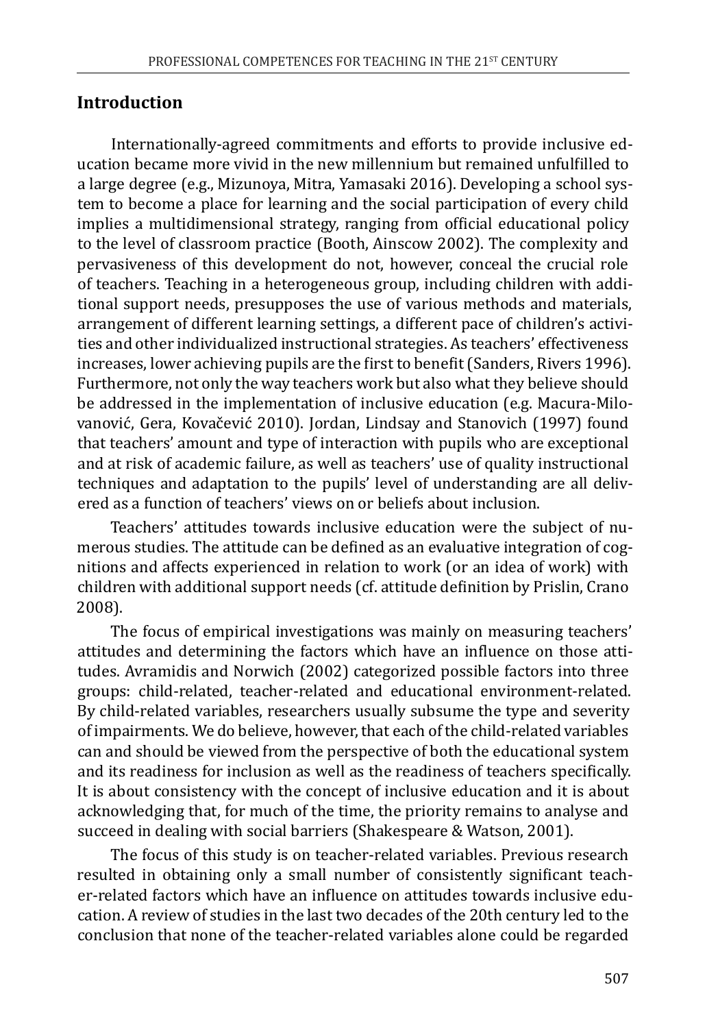## Introduction

Internationally-agreed commitments and efforts to provide inclusive education became more vivid in the new millennium but remained unfulfilled to a large degree (e.g., Mizunoya, Mitra, Yamasaki 2016). Developing a school system to become a place for learning and the social participation of every child implies a multidimensional strategy, ranging from official educational policy to the level of classroom practice (Booth, Ainscow 2002). The complexity and pervasiveness of this development do not, however, conceal the crucial role of teachers. Teaching in a heterogeneous group, including children with additional support needs, presupposes the use of various methods and materials, arrangement of different learning settings, a different pace of children's activities and other individualized instructional strategies. As teachers' effectiveness increases, lower achieving pupils are the first to benefit (Sanders, Rivers 1996). Furthermore, not only the way teachers work but also what they believe should be addressed in the implementation of inclusive education (e.g. Macura-Milovanović, Gera, Kovačević 2010). Jordan, Lindsay and Stanovich (1997) found that teachers' amount and type of interaction with pupils who are exceptional and at risk of academic failure, as well as teachers' use of quality instructional techniques and adaptation to the pupils' level of understanding are all delivered as a function of teachers' views on or beliefs about inclusion.

Teachers' attitudes towards inclusive education were the subject of numerous studies. The attitude can be defined as an evaluative integration of cognitions and affects experienced in relation to work (or an idea of work) with children with additional support needs (cf. attitude definition by Prislin, Crano 2008).

The focus of empirical investigations was mainly on measuring teachers' attitudes and determining the factors which have an influence on those attitudes. Avramidis and Norwich (2002) categorized possible factors into three groups: child-related, teacher-related and educational environment-related. By child-related variables, researchers usually subsume the type and severity of impairments. We do believe, however, that each of the child-related variables can and should be viewed from the perspective of both the educational system and its readiness for inclusion as well as the readiness of teachers specifically. It is about consistency with the concept of inclusive education and it is about acknowledging that, for much of the time, the priority remains to analyse and succeed in dealing with social barriers (Shakespeare & Watson, 2001).

The focus of this study is on teacher-related variables. Previous research resulted in obtaining only a small number of consistently significant teacher-related factors which have an influence on attitudes towards inclusive education. A review of studies in the last two decades of the 20th century led to the conclusion that none of the teacher-related variables alone could be regarded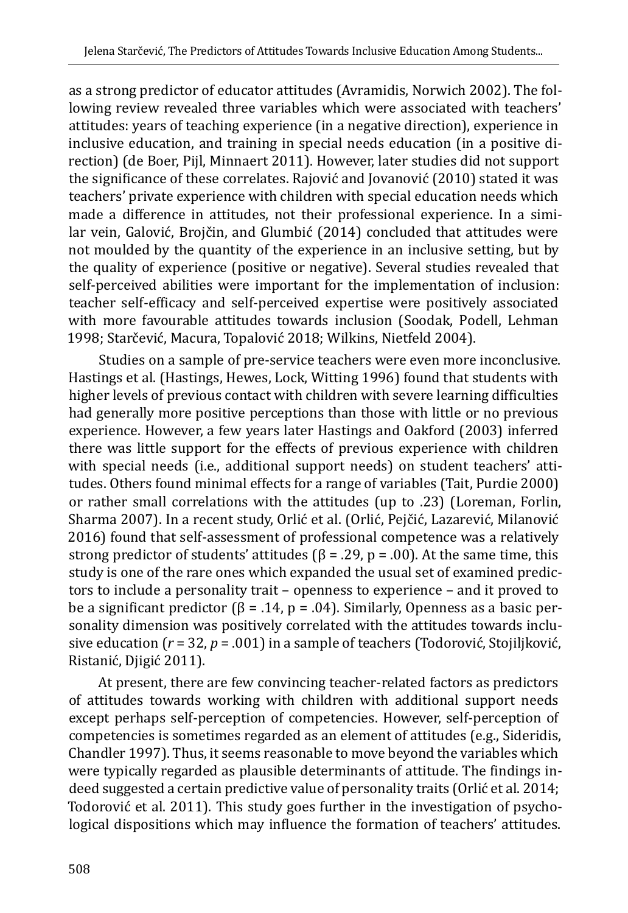as a strong predictor of educator attitudes (Avramidis, Norwich 2002). The following review revealed three variables which were associated with teachers' attitudes: years of teaching experience (in a negative direction), experience in inclusive education, and training in special needs education (in a positive direction) (de Boer, Pijl, Minnaert 2011). However, later studies did not support the significance of these correlates. Rajović and Jovanović (2010) stated it was teachers' private experience with children with special education needs which made a difference in attitudes, not their professional experience. In a similar vein, Galović, Brojčin, and Glumbić (2014) concluded that attitudes were not moulded by the quantity of the experience in an inclusive setting, but by the quality of experience (positive or negative). Several studies revealed that self-perceived abilities were important for the implementation of inclusion: teacher self-efficacy and self-perceived expertise were positively associated with more favourable attitudes towards inclusion (Soodak, Podell, Lehman 1998; Starčević, Macura, Topalović 2018; Wilkins, Nietfeld 2004).

Studies on a sample of pre-service teachers were even more inconclusive. Hastings et al. (Hastings, Hewes, Lock, Witting 1996) found that students with higher levels of previous contact with children with severe learning difficulties had generally more positive perceptions than those with little or no previous experience. However, a few years later Hastings and Oakford (2003) inferred there was little support for the effects of previous experience with children with special needs (i.e., additional support needs) on student teachers' attitudes. Others found minimal effects for a range of variables (Tait, Purdie 2000) or rather small correlations with the attitudes (up to .23) (Loreman, Forlin, Sharma 2007). In a recent study, Orlić et al. (Orlić, Pejčić, Lazarević, Milanović 2016) found that self-assessment of professional competence was a relatively strong predictor of students' attitudes ($\beta = .29$, $p = .00$). At the same time, this study is one of the rare ones which expanded the usual set of examined predictors to include a personality trait – openness to experience – and it proved to be a significant predictor ($\beta = .14$, $p = .04$). Similarly, Openness as a basic personality dimension was positively correlated with the attitudes towards inclusive education ($r = 32$, $p = .001$) in a sample of teachers (Todorović, Stojiljković, Ristanić, Djigić 2011).

At present, there are few convincing teacher-related factors as predictors of attitudes towards working with children with additional support needs except perhaps self-perception of competencies. However, self-perception of competencies is sometimes regarded as an element of attitudes (e.g., Sideridis, Chandler 1997). Thus, it seems reasonable to move beyond the variables which were typically regarded as plausible determinants of attitude. The findings indeed suggested a certain predictive value of personality traits (Orlić et al. 2014; Todorović et al. 2011). This study goes further in the investigation of psychological dispositions which may influence the formation of teachers' attitudes.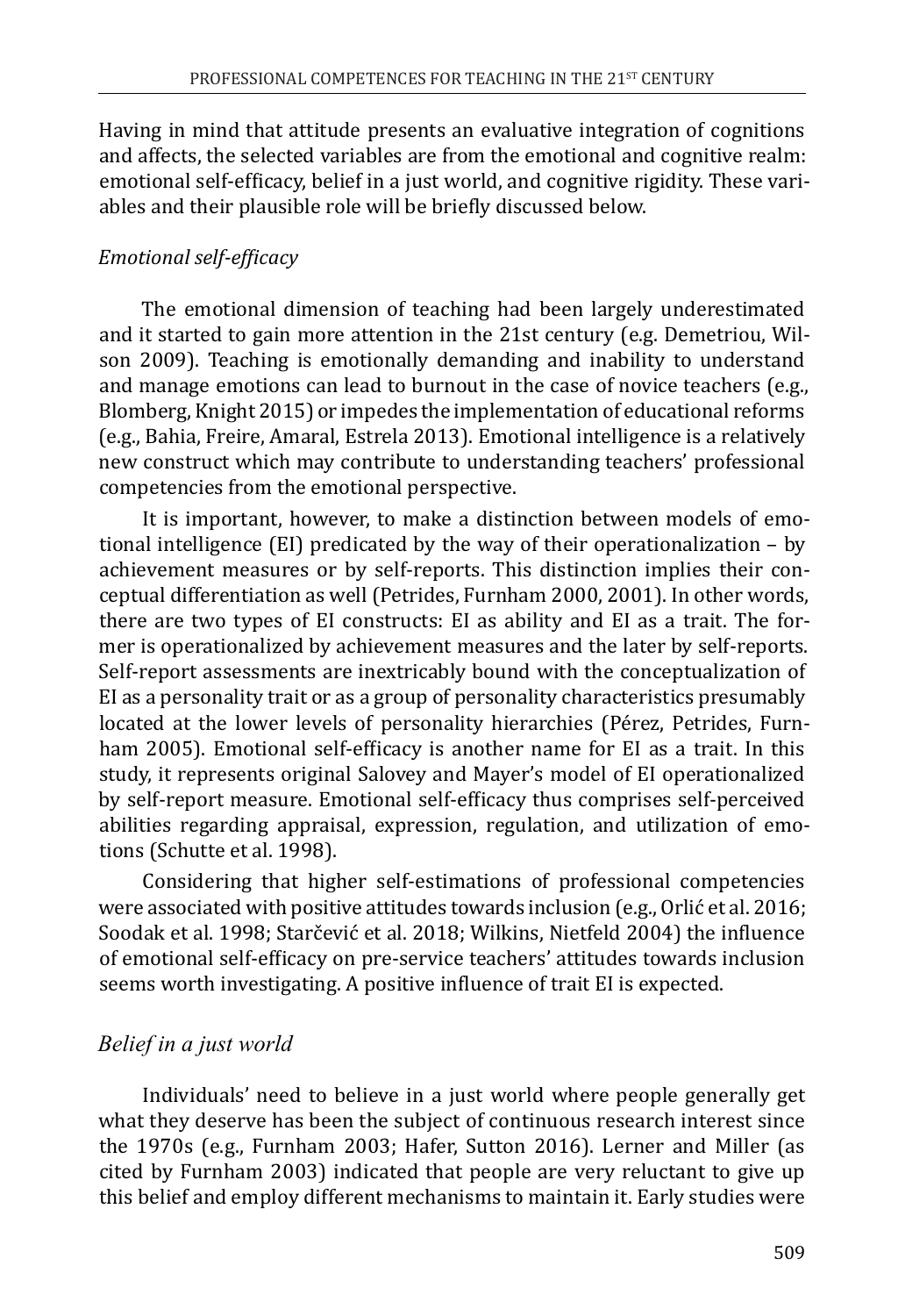Having in mind that attitude presents an evaluative integration of cognitions and affects, the selected variables are from the emotional and cognitive realm: emotional self-efficacy, belief in a just world, and cognitive rigidity. These variables and their plausible role will be briefly discussed below.

### *Emotional self-efficacy*

The emotional dimension of teaching had been largely underestimated and it started to gain more attention in the 21st century (e.g. Demetriou, Wilson 2009). Teaching is emotionally demanding and inability to understand and manage emotions can lead to burnout in the case of novice teachers (e.g., Blomberg, Knight 2015) or impedes the implementation of educational reforms (e.g., Bahia, Freire, Amaral, Estrela 2013). Emotional intelligence is a relatively new construct which may contribute to understanding teachers' professional competencies from the emotional perspective.

It is important, however, to make a distinction between models of emotional intelligence (EI) predicated by the way of their operationalization – by achievement measures or by self-reports. This distinction implies their conceptual differentiation as well (Petrides, Furnham 2000, 2001). In other words, there are two types of EI constructs: EI as ability and EI as a trait. The former is operationalized by achievement measures and the later by self-reports. Self-report assessments are inextricably bound with the conceptualization of EI as a personality trait or as a group of personality characteristics presumably located at the lower levels of personality hierarchies (Pérez, Petrides, Furnham 2005). Emotional self-efficacy is another name for EI as a trait. In this study, it represents original Salovey and Mayer's model of EI operationalized by self-report measure. Emotional self-efficacy thus comprises self-perceived abilities regarding appraisal, expression, regulation, and utilization of emotions (Schutte et al. 1998).

Considering that higher self-estimations of professional competencies were associated with positive attitudes towards inclusion (e.g., Orlić et al. 2016; Soodak et al. 1998; Starčević et al. 2018; Wilkins, Nietfeld 2004) the influence of emotional self-efficacy on pre-service teachers' attitudes towards inclusion seems worth investigating. A positive influence of trait EI is expected.

### *Belief in a just world*

Individuals' need to believe in a just world where people generally get what they deserve has been the subject of continuous research interest since the 1970s (e.g., Furnham 2003; Hafer, Sutton 2016). Lerner and Miller (as cited by Furnham 2003) indicated that people are very reluctant to give up this belief and employ different mechanisms to maintain it. Early studies were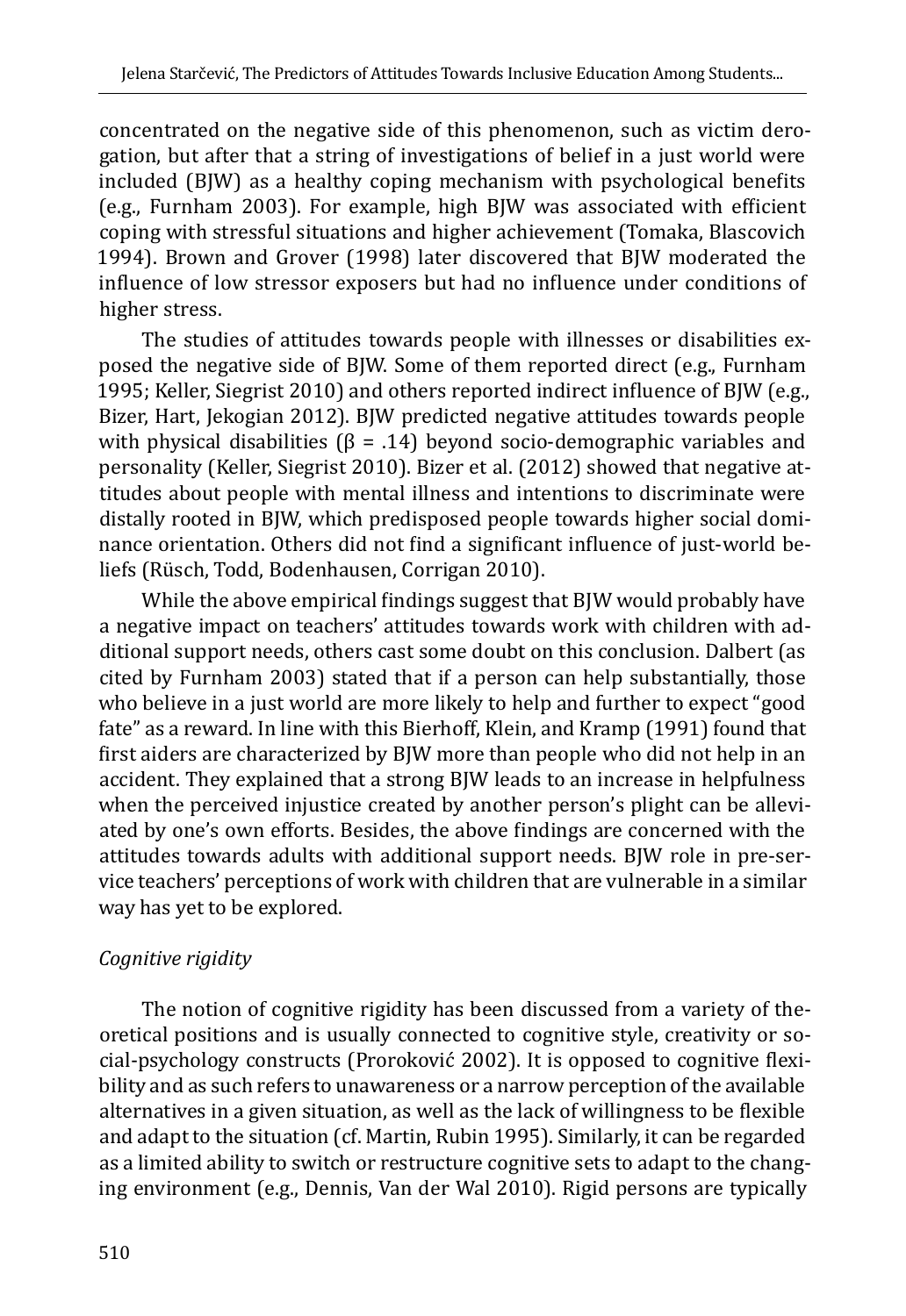concentrated on the negative side of this phenomenon, such as victim derogation, but after that a string of investigations of belief in a just world were included (BJW) as a healthy coping mechanism with psychological benefits (e.g., Furnham 2003). For example, high BJW was associated with efficient coping with stressful situations and higher achievement (Tomaka, Blascovich 1994). Brown and Grover (1998) later discovered that BJW moderated the influence of low stressor exposers but had no influence under conditions of higher stress.

The studies of attitudes towards people with illnesses or disabilities exposed the negative side of BJW. Some of them reported direct (e.g., Furnham 1995; Keller, Siegrist 2010) and others reported indirect influence of BJW (e.g., Bizer, Hart, Jekogian 2012). BJW predicted negative attitudes towards people with physical disabilities ($\beta = .14$) beyond socio-demographic variables and personality (Keller, Siegrist 2010). Bizer et al. (2012) showed that negative attitudes about people with mental illness and intentions to discriminate were distally rooted in BJW, which predisposed people towards higher social dominance orientation. Others did not find a significant influence of just-world beliefs (Rüsch, Todd, Bodenhausen, Corrigan 2010).

While the above empirical findings suggest that BJW would probably have a negative impact on teachers' attitudes towards work with children with additional support needs, others cast some doubt on this conclusion. Dalbert (as cited by Furnham 2003) stated that if a person can help substantially, those who believe in a just world are more likely to help and further to expect "good fate" as a reward. In line with this Bierhoff, Klein, and Kramp (1991) found that first aiders are characterized by BJW more than people who did not help in an accident. They explained that a strong BJW leads to an increase in helpfulness when the perceived injustice created by another person's plight can be alleviated by one's own efforts. Besides, the above findings are concerned with the attitudes towards adults with additional support needs. BJW role in pre-service teachers' perceptions of work with children that are vulnerable in a similar way has yet to be explored.

*Cognitive rigidity*

The notion of cognitive rigidity has been discussed from a variety of theoretical positions and is usually connected to cognitive style, creativity or social-psychology constructs (Proroković 2002). It is opposed to cognitive flexibility and as such refers to unawareness or a narrow perception of the available alternatives in a given situation, as well as the lack of willingness to be flexible and adapt to the situation (cf. Martin, Rubin 1995). Similarly, it can be regarded as a limited ability to switch or restructure cognitive sets to adapt to the changing environment (e.g., Dennis, Van der Wal 2010). Rigid persons are typically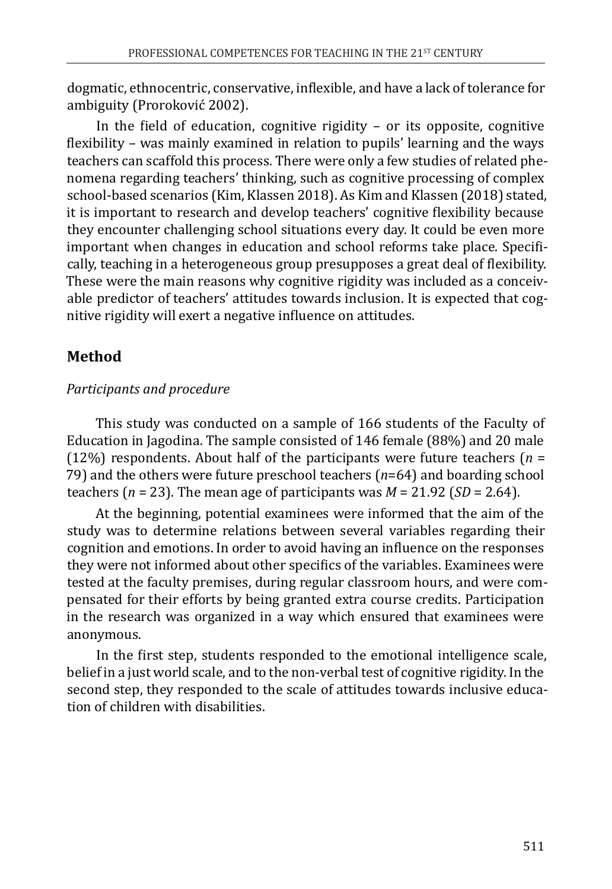dogmatic, ethnocentric, conservative, inflexible, and have a lack of tolerance for ambiguity (Proroković 2002).

In the field of education, cognitive rigidity – or its opposite, cognitive flexibility – was mainly examined in relation to pupils' learning and the ways teachers can scaffold this process. There were only a few studies of related phenomena regarding teachers' thinking, such as cognitive processing of complex school-based scenarios (Kim, Klassen 2018). As Kim and Klassen (2018) stated, it is important to research and develop teachers' cognitive flexibility because they encounter challenging school situations every day. It could be even more important when changes in education and school reforms take place. Specifically, teaching in a heterogeneous group presupposes a great deal of flexibility. These were the main reasons why cognitive rigidity was included as a conceivable predictor of teachers' attitudes towards inclusion. It is expected that cognitive rigidity will exert a negative influence on attitudes.

## Method

*Participants and procedure*

This study was conducted on a sample of 166 students of the Faculty of Education in Jagodina. The sample consisted of 146 female (88%) and 20 male (12%) respondents. About half of the participants were future teachers ($n$ = 79) and the others were future preschool teachers ($n$=64) and boarding school teachers ($n$ = 23). The mean age of participants was $M$ = 21.92 ($SD$ = 2.64).

At the beginning, potential examinees were informed that the aim of the study was to determine relations between several variables regarding their cognition and emotions. In order to avoid having an influence on the responses they were not informed about other specifics of the variables. Examinees were tested at the faculty premises, during regular classroom hours, and were compensated for their efforts by being granted extra course credits. Participation in the research was organized in a way which ensured that examinees were anonymous.

In the first step, students responded to the emotional intelligence scale, belief in a just world scale, and to the non-verbal test of cognitive rigidity. In the second step, they responded to the scale of attitudes towards inclusive education of children with disabilities.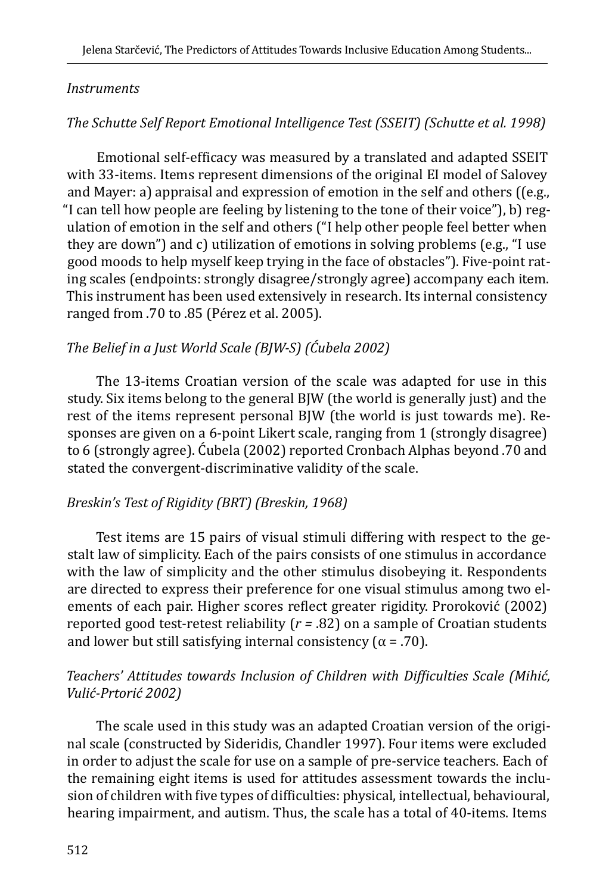*Instruments*

*The Schutte Self Report Emotional Intelligence Test (SSEIT) (Schutte et al. 1998)*

Emotional self-efficacy was measured by a translated and adapted SSEIT with 33-items. Items represent dimensions of the original EI model of Salovey and Mayer: a) appraisal and expression of emotion in the self and others ((e.g., "I can tell how people are feeling by listening to the tone of their voice"), b) regulation of emotion in the self and others ("I help other people feel better when they are down") and c) utilization of emotions in solving problems (e.g., "I use good moods to help myself keep trying in the face of obstacles"). Five-point rating scales (endpoints: strongly disagree/strongly agree) accompany each item. This instrument has been used extensively in research. Its internal consistency ranged from .70 to .85 (Pérez et al. 2005).

*The Belief in a Just World Scale (BJW-S) (Ćubela 2002)*

The 13-items Croatian version of the scale was adapted for use in this study. Six items belong to the general BJW (the world is generally just) and the rest of the items represent personal BJW (the world is just towards me). Responses are given on a 6-point Likert scale, ranging from 1 (strongly disagree) to 6 (strongly agree). Ćubela (2002) reported Cronbach Alphas beyond .70 and stated the convergent-discriminative validity of the scale.

*Breskin's Test of Rigidity (BRT) (Breskin, 1968)*

Test items are 15 pairs of visual stimuli differing with respect to the gestalt law of simplicity. Each of the pairs consists of one stimulus in accordance with the law of simplicity and the other stimulus disobeying it. Respondents are directed to express their preference for one visual stimulus among two elements of each pair. Higher scores reflect greater rigidity. Proroković (2002) reported good test-retest reliability ($r = .82$) on a sample of Croatian students and lower but still satisfying internal consistency ($\alpha = .70$).

*Teachers' Attitudes towards Inclusion of Children with Difficulties Scale (Mihić, Vulić-Prtorić 2002)*

The scale used in this study was an adapted Croatian version of the original scale (constructed by Sideridis, Chandler 1997). Four items were excluded in order to adjust the scale for use on a sample of pre-service teachers. Each of the remaining eight items is used for attitudes assessment towards the inclusion of children with five types of difficulties: physical, intellectual, behavioural, hearing impairment, and autism. Thus, the scale has a total of 40-items. Items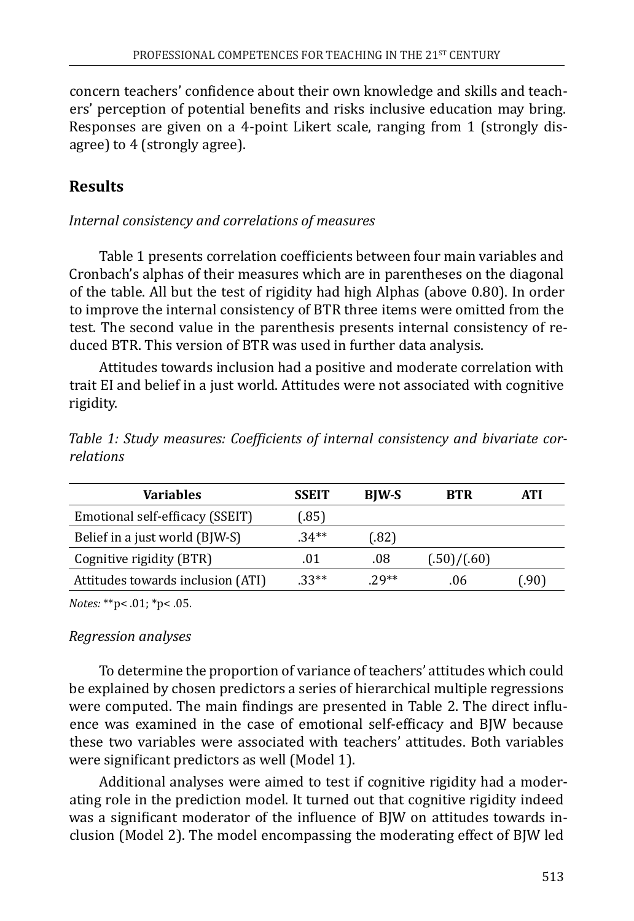concern teachers' confidence about their own knowledge and skills and teachers' perception of potential benefits and risks inclusive education may bring. Responses are given on a 4-point Likert scale, ranging from 1 (strongly disagree) to 4 (strongly agree).

## Results

*Internal consistency and correlations of measures*

Table 1 presents correlation coefficients between four main variables and Cronbach's alphas of their measures which are in parentheses on the diagonal of the table. All but the test of rigidity had high Alphas (above 0.80). In order to improve the internal consistency of BTR three items were omitted from the test. The second value in the parenthesis presents internal consistency of reduced BTR. This version of BTR was used in further data analysis.

Attitudes towards inclusion had a positive and moderate correlation with trait EI and belief in a just world. Attitudes were not associated with cognitive rigidity.

*Table 1: Study measures: Coefficients of internal consistency and bivariate correlations*

| Variables | SSEIT | BJW-S | BTR | ATI |
|---|---|---|---|---|
| Emotional self-efficacy (SSEIT) | (.85) | | | |
| Belief in a just world (BJW-S) | .34** | (.82) | | |
| Cognitive rigidity (BTR) | .01 | .08 | (.50)/(.60) | |
| Attitudes towards inclusion (ATI) | .33** | .29** | .06 | (.90) |

*Notes:* **p< .01; *p< .05.

*Regression analyses*

To determine the proportion of variance of teachers' attitudes which could be explained by chosen predictors a series of hierarchical multiple regressions were computed. The main findings are presented in Table 2. The direct influence was examined in the case of emotional self-efficacy and BJW because these two variables were associated with teachers' attitudes. Both variables were significant predictors as well (Model 1).

Additional analyses were aimed to test if cognitive rigidity had a moderating role in the prediction model. It turned out that cognitive rigidity indeed was a significant moderator of the influence of BJW on attitudes towards inclusion (Model 2). The model encompassing the moderating effect of BJW led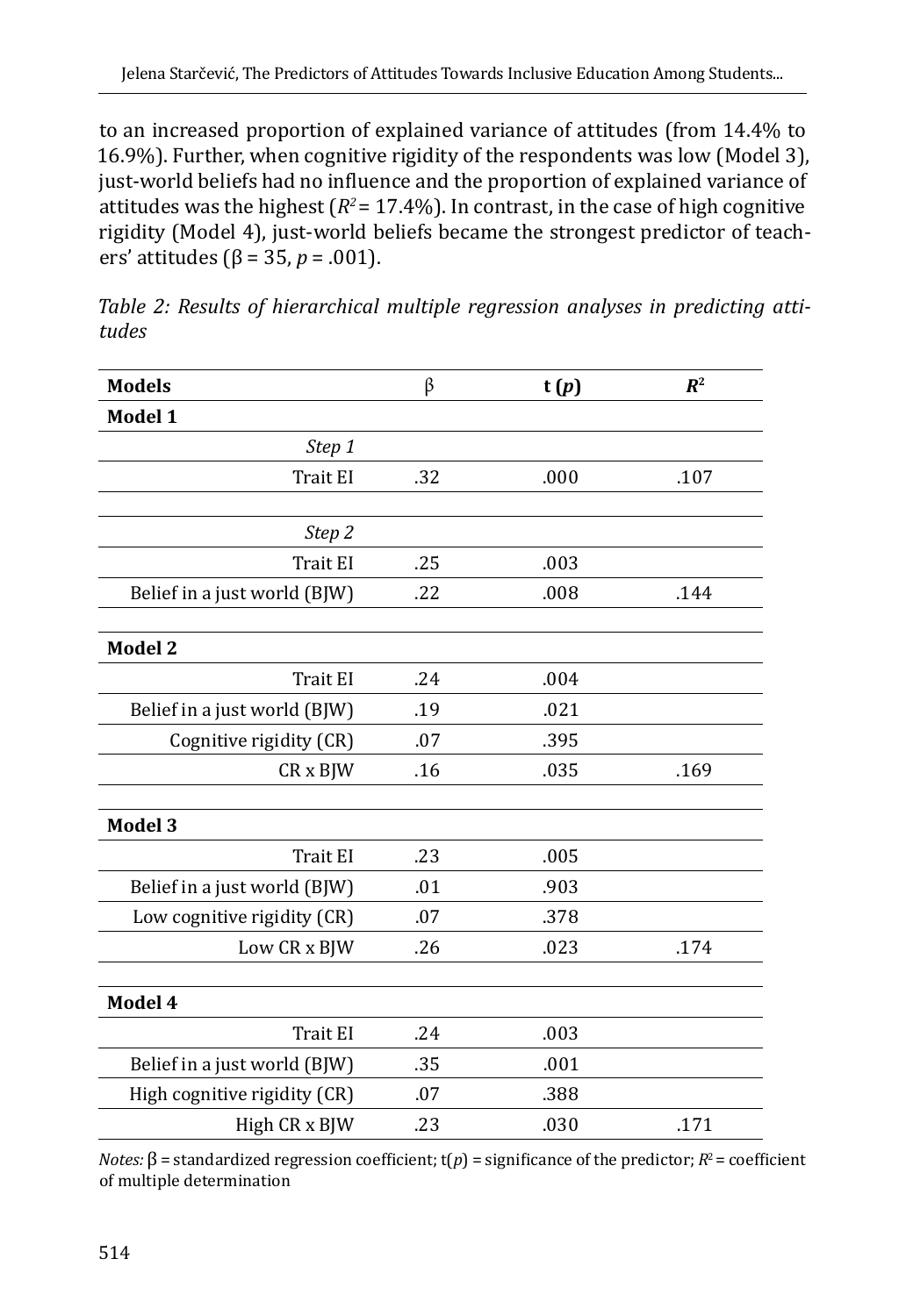to an increased proportion of explained variance of attitudes (from 14.4% to 16.9%). Further, when cognitive rigidity of the respondents was low (Model 3), just-world beliefs had no influence and the proportion of explained variance of attitudes was the highest ($R^2$ = 17.4%). In contrast, in the case of high cognitive rigidity (Model 4), just-world beliefs became the strongest predictor of teachers' attitudes (β = 35, $p$ = .001).

*Table 2: Results of hierarchical multiple regression analyses in predicting attitudes*

| **Models** | β | **t (*p*)** | $R^2$ |
|---|---|---|---|
| **Model 1** | | | |
| *Step 1* | | | |
| Trait EI | .32 | .000 | .107 |
| *Step 2* | | | |
| Trait EI | .25 | .003 | |
| Belief in a just world (BJW) | .22 | .008 | .144 |
| **Model 2** | | | |
| Trait EI | .24 | .004 | |
| Belief in a just world (BJW) | .19 | .021 | |
| Cognitive rigidity (CR) | .07 | .395 | |
| CR x BJW | .16 | .035 | .169 |
| **Model 3** | | | |
| Trait EI | .23 | .005 | |
| Belief in a just world (BJW) | .01 | .903 | |
| Low cognitive rigidity (CR) | .07 | .378 | |
| Low CR x BJW | .26 | .023 | .174 |
| **Model 4** | | | |
| Trait EI | .24 | .003 | |
| Belief in a just world (BJW) | .35 | .001 | |
| High cognitive rigidity (CR) | .07 | .388 | |
| High CR x BJW | .23 | .030 | .171 |

*Notes:* β = standardized regression coefficient; t($p$) = significance of the predictor; $R^2$ = coefficient of multiple determination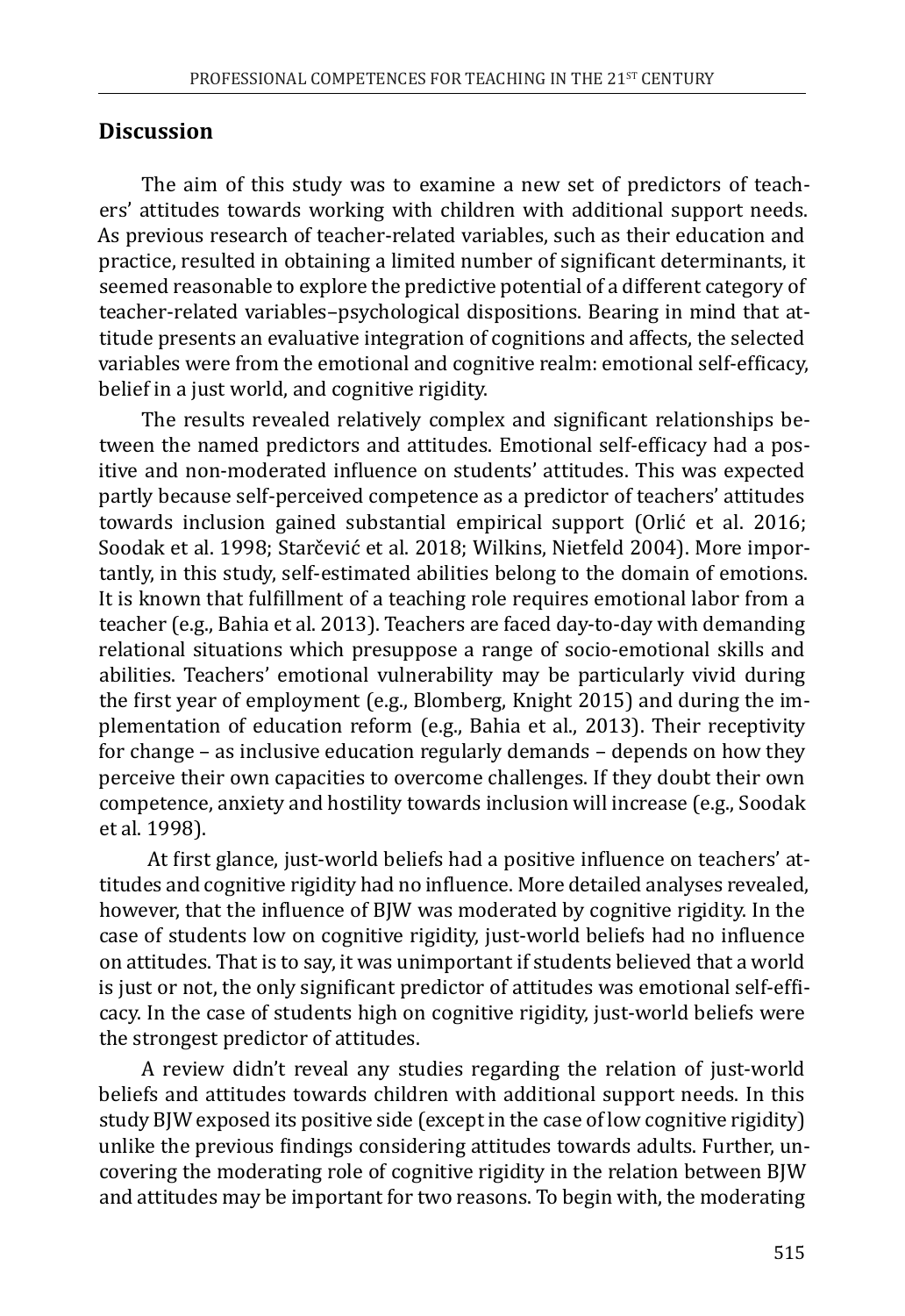## Discussion

The aim of this study was to examine a new set of predictors of teachers' attitudes towards working with children with additional support needs. As previous research of teacher-related variables, such as their education and practice, resulted in obtaining a limited number of significant determinants, it seemed reasonable to explore the predictive potential of a different category of teacher-related variables–psychological dispositions. Bearing in mind that attitude presents an evaluative integration of cognitions and affects, the selected variables were from the emotional and cognitive realm: emotional self-efficacy, belief in a just world, and cognitive rigidity.

The results revealed relatively complex and significant relationships between the named predictors and attitudes. Emotional self-efficacy had a positive and non-moderated influence on students' attitudes. This was expected partly because self-perceived competence as a predictor of teachers' attitudes towards inclusion gained substantial empirical support (Orlić et al. 2016; Soodak et al. 1998; Starčević et al. 2018; Wilkins, Nietfeld 2004). More importantly, in this study, self-estimated abilities belong to the domain of emotions. It is known that fulfillment of a teaching role requires emotional labor from a teacher (e.g., Bahia et al. 2013). Teachers are faced day-to-day with demanding relational situations which presuppose a range of socio-emotional skills and abilities. Teachers' emotional vulnerability may be particularly vivid during the first year of employment (e.g., Blomberg, Knight 2015) and during the implementation of education reform (e.g., Bahia et al., 2013). Their receptivity for change – as inclusive education regularly demands – depends on how they perceive their own capacities to overcome challenges. If they doubt their own competence, anxiety and hostility towards inclusion will increase (e.g., Soodak et al. 1998).

At first glance, just-world beliefs had a positive influence on teachers' attitudes and cognitive rigidity had no influence. More detailed analyses revealed, however, that the influence of BJW was moderated by cognitive rigidity. In the case of students low on cognitive rigidity, just-world beliefs had no influence on attitudes. That is to say, it was unimportant if students believed that a world is just or not, the only significant predictor of attitudes was emotional self-efficacy. In the case of students high on cognitive rigidity, just-world beliefs were the strongest predictor of attitudes.

A review didn't reveal any studies regarding the relation of just-world beliefs and attitudes towards children with additional support needs. In this study BJW exposed its positive side (except in the case of low cognitive rigidity) unlike the previous findings considering attitudes towards adults. Further, uncovering the moderating role of cognitive rigidity in the relation between BJW and attitudes may be important for two reasons. To begin with, the moderating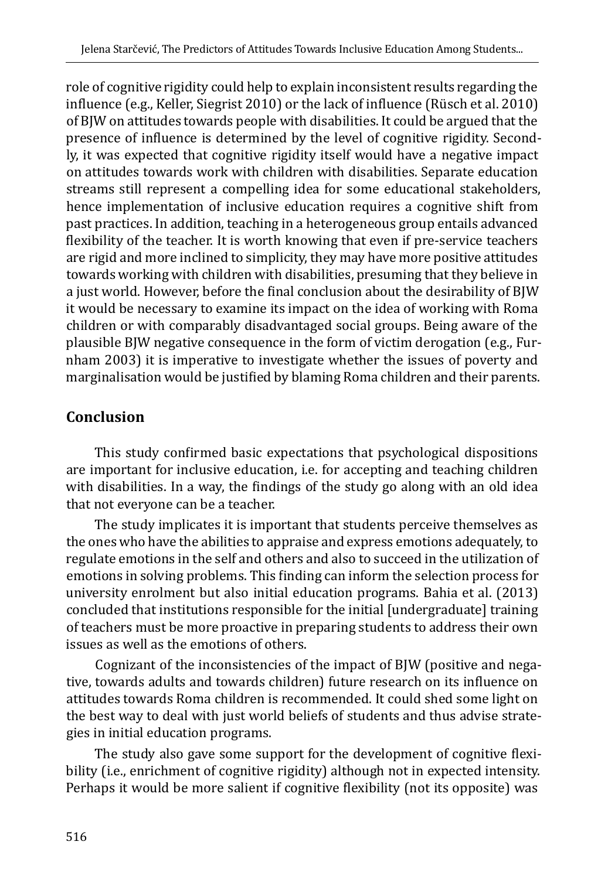role of cognitive rigidity could help to explain inconsistent results regarding the influence (e.g., Keller, Siegrist 2010) or the lack of influence (Rüsch et al. 2010) of BJW on attitudes towards people with disabilities. It could be argued that the presence of influence is determined by the level of cognitive rigidity. Secondly, it was expected that cognitive rigidity itself would have a negative impact on attitudes towards work with children with disabilities. Separate education streams still represent a compelling idea for some educational stakeholders, hence implementation of inclusive education requires a cognitive shift from past practices. In addition, teaching in a heterogeneous group entails advanced flexibility of the teacher. It is worth knowing that even if pre-service teachers are rigid and more inclined to simplicity, they may have more positive attitudes towards working with children with disabilities, presuming that they believe in a just world. However, before the final conclusion about the desirability of BJW it would be necessary to examine its impact on the idea of working with Roma children or with comparably disadvantaged social groups. Being aware of the plausible BJW negative consequence in the form of victim derogation (e.g., Furnham 2003) it is imperative to investigate whether the issues of poverty and marginalisation would be justified by blaming Roma children and their parents.

## Conclusion

This study confirmed basic expectations that psychological dispositions are important for inclusive education, i.e. for accepting and teaching children with disabilities. In a way, the findings of the study go along with an old idea that not everyone can be a teacher.

The study implicates it is important that students perceive themselves as the ones who have the abilities to appraise and express emotions adequately, to regulate emotions in the self and others and also to succeed in the utilization of emotions in solving problems. This finding can inform the selection process for university enrolment but also initial education programs. Bahia et al. (2013) concluded that institutions responsible for the initial [undergraduate] training of teachers must be more proactive in preparing students to address their own issues as well as the emotions of others.

Cognizant of the inconsistencies of the impact of BJW (positive and negative, towards adults and towards children) future research on its influence on attitudes towards Roma children is recommended. It could shed some light on the best way to deal with just world beliefs of students and thus advise strategies in initial education programs.

The study also gave some support for the development of cognitive flexibility (i.e., enrichment of cognitive rigidity) although not in expected intensity. Perhaps it would be more salient if cognitive flexibility (not its opposite) was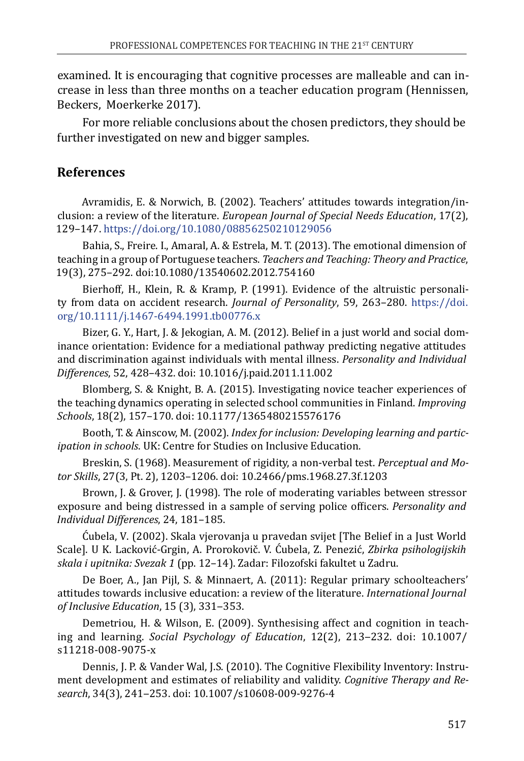examined. It is encouraging that cognitive processes are malleable and can increase in less than three months on a teacher education program (Hennissen, Beckers, Moerkerke 2017).

For more reliable conclusions about the chosen predictors, they should be further investigated on new and bigger samples.

## References

Avramidis, E. & Norwich, B. (2002). Teachers' attitudes towards integration/inclusion: a review of the literature. *European Journal of Special Needs Education*, 17(2), 129–147. https://doi.org/10.1080/08856250210129056

Bahia, S., Freire. I., Amaral, A. & Estrela, M. T. (2013). The emotional dimension of teaching in a group of Portuguese teachers. *Teachers and Teaching: Theory and Practice*, 19(3), 275–292. doi:10.1080/13540602.2012.754160

Bierhoff, H., Klein, R. & Kramp, P. (1991). Evidence of the altruistic personality from data on accident research. *Journal of Personality*, 59, 263–280. https://doi.org/10.1111/j.1467-6494.1991.tb00776.x

Bizer, G. Y., Hart, J. & Jekogian, A. M. (2012). Belief in a just world and social dominance orientation: Evidence for a mediational pathway predicting negative attitudes and discrimination against individuals with mental illness. *Personality and Individual Differences*, 52, 428–432. doi: 10.1016/j.paid.2011.11.002

Blomberg, S. & Knight, B. A. (2015). Investigating novice teacher experiences of the teaching dynamics operating in selected school communities in Finland. *Improving Schools*, 18(2), 157–170. doi: 10.1177/1365480215576176

Booth, T. & Ainscow, M. (2002). *Index for inclusion: Developing learning and participation in schools*. UK: Centre for Studies on Inclusive Education.

Breskin, S. (1968). Measurement of rigidity, a non-verbal test. *Perceptual and Motor Skills*, 27(3, Pt. 2), 1203–1206. doi: 10.2466/pms.1968.27.3f.1203

Brown, J. & Grover, J. (1998). The role of moderating variables between stressor exposure and being distressed in a sample of serving police officers. *Personality and Individual Differences*, 24, 181–185.

Ćubela, V. (2002). Skala vjerovanja u pravedan svijet [The Belief in a Just World Scale]. U K. Lacković-Grgin, A. Prorokovič. V. Ćubela, Z. Penezić, *Zbirka psihologijskih skala i upitnika: Svezak 1* (pp. 12–14). Zadar: Filozofski fakultet u Zadru.

De Boer, A., Jan Pijl, S. & Minnaert, A. (2011): Regular primary schoolteachers' attitudes towards inclusive education: a review of the literature. *International Journal of Inclusive Education*, 15 (3), 331–353.

Demetriou, H. & Wilson, E. (2009). Synthesising affect and cognition in teaching and learning. *Social Psychology of Education*, 12(2), 213–232. doi: 10.1007/s11218-008-9075-x

Dennis, J. P. & Vander Wal, J.S. (2010). The Cognitive Flexibility Inventory: Instrument development and estimates of reliability and validity. *Cognitive Therapy and Research*, 34(3), 241–253. doi: 10.1007/s10608-009-9276-4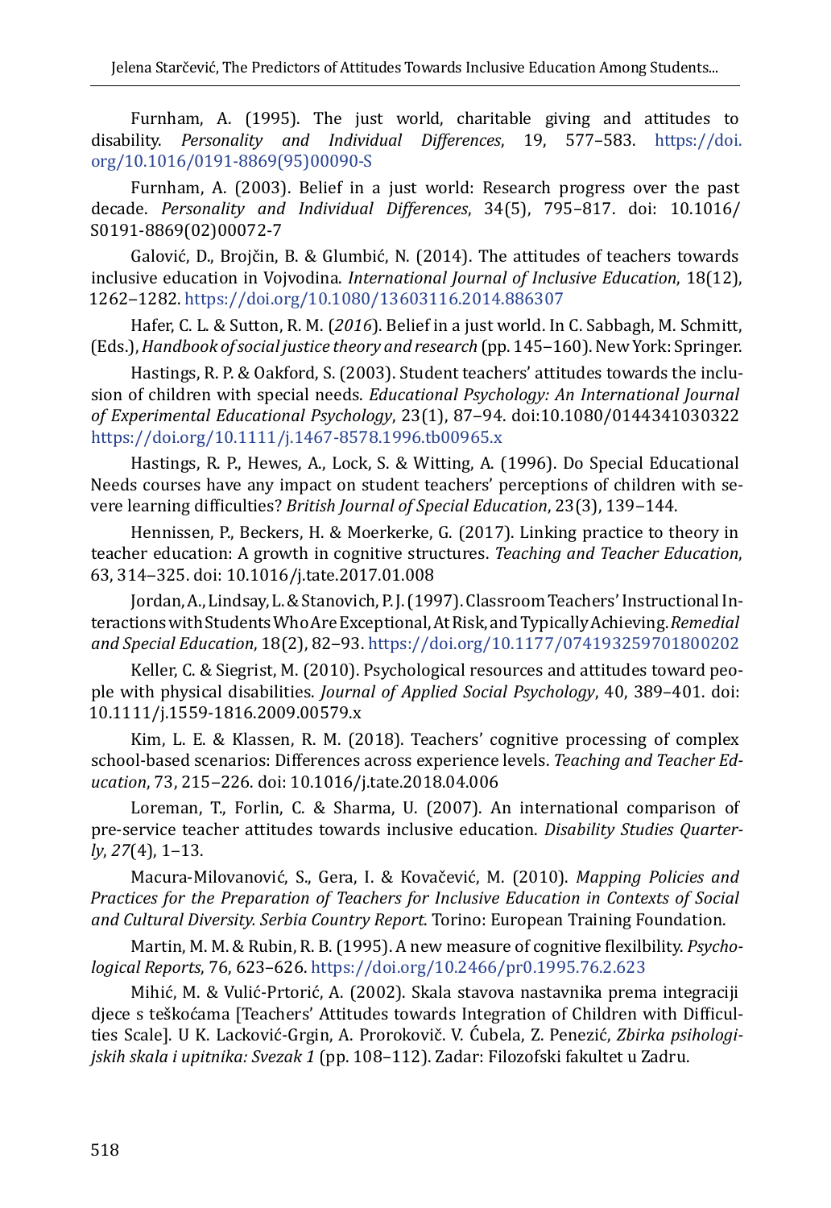Furnham, A. (1995). The just world, charitable giving and attitudes to disability. *Personality and Individual Differences*, 19, 577–583. https://doi.org/10.1016/0191-8869(95)00090-S

Furnham, A. (2003). Belief in a just world: Research progress over the past decade. *Personality and Individual Differences*, 34(5), 795–817. doi: 10.1016/S0191-8869(02)00072-7

Galović, D., Brojčin, B. & Glumbić, N. (2014). The attitudes of teachers towards inclusive education in Vojvodina. *International Journal of Inclusive Education*, 18(12), 1262–1282. https://doi.org/10.1080/13603116.2014.886307

Hafer, C. L. & Sutton, R. M. (*2016*). Belief in a just world. In C. Sabbagh, M. Schmitt, (Eds.), *Handbook of social justice theory and research* (pp. 145–160). New York: Springer.

Hastings, R. P. & Oakford, S. (2003). Student teachers' attitudes towards the inclusion of children with special needs. *Educational Psychology: An International Journal of Experimental Educational Psychology*, 23(1), 87–94. doi:10.1080/0144341030322 https://doi.org/10.1111/j.1467-8578.1996.tb00965.x

Hastings, R. P., Hewes, A., Lock, S. & Witting, A. (1996). Do Special Educational Needs courses have any impact on student teachers' perceptions of children with severe learning difficulties? *British Journal of Special Education*, 23(3), 139–144.

Hennissen, P., Beckers, H. & Moerkerke, G. (2017). Linking practice to theory in teacher education: A growth in cognitive structures. *Teaching and Teacher Education*, 63, 314–325. doi: 10.1016/j.tate.2017.01.008

Jordan, A., Lindsay, L. & Stanovich, P. J. (1997). Classroom Teachers' Instructional Interactions with Students Who Are Exceptional, At Risk, and Typically Achieving. *Remedial and Special Education*, 18(2), 82–93. https://doi.org/10.1177/074193259701800202

Keller, C. & Siegrist, M. (2010). Psychological resources and attitudes toward people with physical disabilities. *Journal of Applied Social Psychology*, 40, 389–401. doi: 10.1111/j.1559-1816.2009.00579.x

Kim, L. E. & Klassen, R. M. (2018). Teachers' cognitive processing of complex school-based scenarios: Differences across experience levels. *Teaching and Teacher Education*, 73, 215–226. doi: 10.1016/j.tate.2018.04.006

Loreman, T., Forlin, C. & Sharma, U. (2007). An international comparison of pre-service teacher attitudes towards inclusive education. *Disability Studies Quarterly*, *27*(4), 1–13.

Macura-Milovanović, S., Gera, I. & Kovačević, M. (2010). *Mapping Policies and Practices for the Preparation of Teachers for Inclusive Education in Contexts of Social and Cultural Diversity. Serbia Country Report*. Torino: European Training Foundation.

Martin, M. M. & Rubin, R. B. (1995). A new measure of cognitive flexilbility. *Psychological Reports*, 76, 623–626. https://doi.org/10.2466/pr0.1995.76.2.623

Mihić, M. & Vulić-Prtorić, A. (2002). Skala stavova nastavnika prema integraciji djece s teškoćama [Teachers' Attitudes towards Integration of Children with Difficulties Scale]. U K. Lacković-Grgin, A. Prorokovič. V. Ćubela, Z. Penezić, *Zbirka psihologijskih skala i upitnika: Svezak 1* (pp. 108–112). Zadar: Filozofski fakultet u Zadru.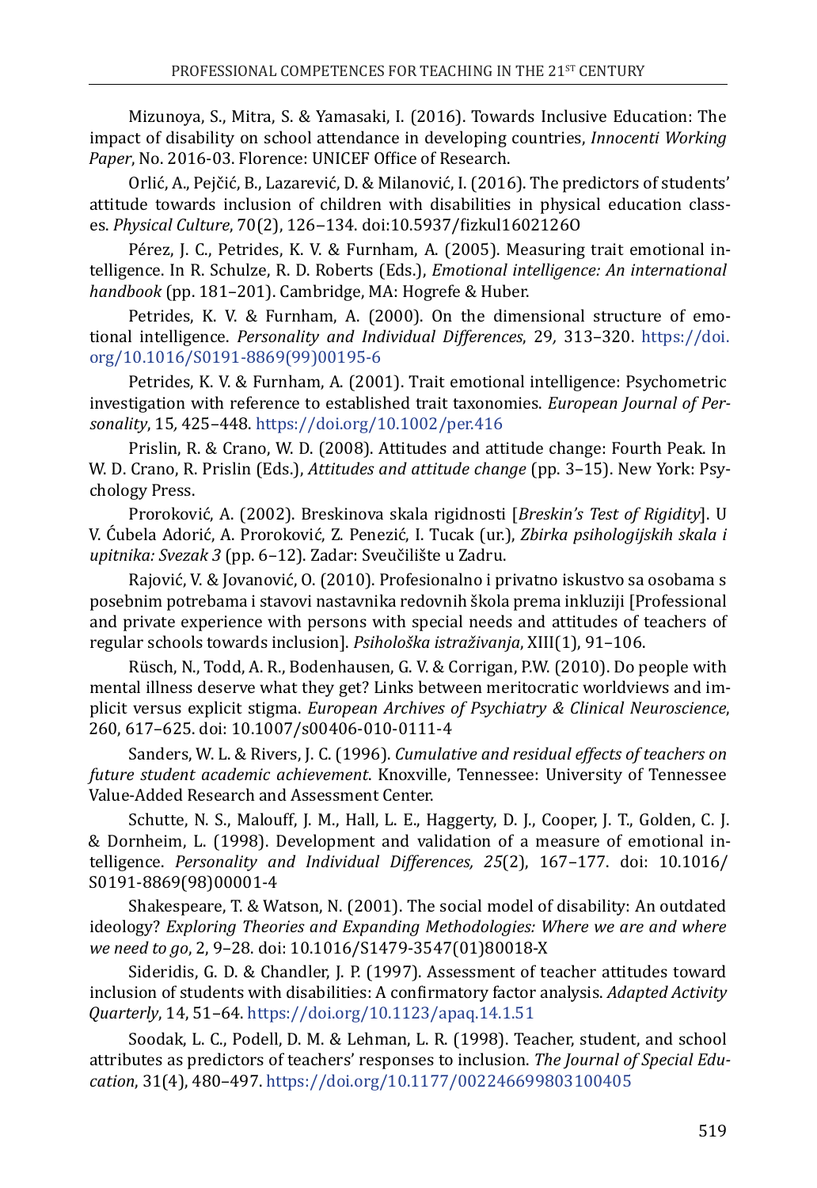Mizunoya, S., Mitra, S. & Yamasaki, I. (2016). Towards Inclusive Education: The impact of disability on school attendance in developing countries, *Innocenti Working Paper*, No. 2016-03. Florence: UNICEF Office of Research.

Orlić, A., Pejčić, B., Lazarević, D. & Milanović, I. (2016). The predictors of students' attitude towards inclusion of children with disabilities in physical education classes. *Physical Culture*, 70(2), 126–134. doi:10.5937/fizkul1602126O

Pérez, J. C., Petrides, K. V. & Furnham, A. (2005). Measuring trait emotional intelligence. In R. Schulze, R. D. Roberts (Eds.), *Emotional intelligence: An international handbook* (pp. 181–201). Cambridge, MA: Hogrefe & Huber.

Petrides, K. V. & Furnham, A. (2000). On the dimensional structure of emotional intelligence. *Personality and Individual Differences*, 29*,* 313–320. https://doi.org/10.1016/S0191-8869(99)00195-6

Petrides, K. V. & Furnham, A. (2001). Trait emotional intelligence: Psychometric investigation with reference to established trait taxonomies. *European Journal of Personality*, 15*,* 425–448. https://doi.org/10.1002/per.416

Prislin, R. & Crano, W. D. (2008). Attitudes and attitude change: Fourth Peak. In W. D. Crano, R. Prislin (Eds.), *Attitudes and attitude change* (pp. 3–15). New York: Psychology Press.

Proroković, A. (2002). Breskinova skala rigidnosti [*Breskin's Test of Rigidity*]. U V. Ćubela Adorić, A. Proroković, Z. Penezić, I. Tucak (ur.), *Zbirka psihologijskih skala i upitnika: Svezak 3* (pp. 6–12). Zadar: Sveučilište u Zadru.

Rajović, V. & Jovanović, O. (2010). Profesionalno i privatno iskustvo sa osobama s posebnim potrebama i stavovi nastavnika redovnih škola prema inkluziji [Professional and private experience with persons with special needs and attitudes of teachers of regular schools towards inclusion]. *Psihološka istraživanja*, XIII(1), 91–106.

Rüsch, N., Todd, A. R., Bodenhausen, G. V. & Corrigan, P.W. (2010). Do people with mental illness deserve what they get? Links between meritocratic worldviews and implicit versus explicit stigma. *European Archives of Psychiatry & Clinical Neuroscience*, 260, 617–625. doi: 10.1007/s00406-010-0111-4

Sanders, W. L. & Rivers, J. C. (1996). *Cumulative and residual effects of teachers on future student academic achievement*. Knoxville, Tennessee: University of Tennessee Value-Added Research and Assessment Center.

Schutte, N. S., Malouff, J. M., Hall, L. E., Haggerty, D. J., Cooper, J. T., Golden, C. J. & Dornheim, L. (1998). Development and validation of a measure of emotional intelligence. *Personality and Individual Differences, 25*(2), 167–177. doi: 10.1016/S0191-8869(98)00001-4

Shakespeare, T. & Watson, N. (2001). The social model of disability: An outdated ideology? *Exploring Theories and Expanding Methodologies: Where we are and where we need to go*, 2, 9–28. doi: 10.1016/S1479-3547(01)80018-X

Sideridis, G. D. & Chandler, J. P. (1997). Assessment of teacher attitudes toward inclusion of students with disabilities: A confirmatory factor analysis. *Adapted Activity Quarterly*, 14, 51–64. https://doi.org/10.1123/apaq.14.1.51

Soodak, L. C., Podell, D. M. & Lehman, L. R. (1998). Teacher, student, and school attributes as predictors of teachers' responses to inclusion. *The Journal of Special Education*, 31(4), 480–497. https://doi.org/10.1177/002246699803100405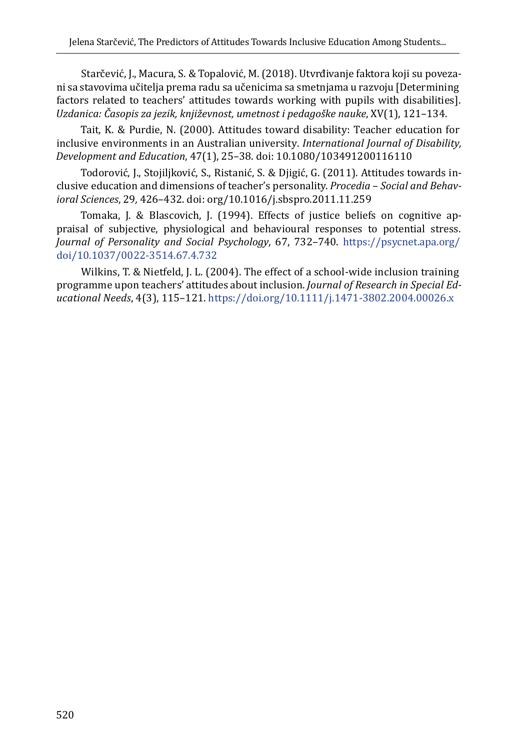Starčević, J., Macura, S. & Topalović, M. (2018). Utvrđivanje faktora koji su povezani sa stavovima učitelja prema radu sa učenicima sa smetnjama u razvoju [Determining factors related to teachers' attitudes towards working with pupils with disabilities]. *Uzdanica: Časopis za jezik, književnost, umetnost i pedagoške nauke*, XV(1), 121–134.

Tait, K. & Purdie, N. (2000). Attitudes toward disability: Teacher education for inclusive environments in an Australian university. *International Journal of Disability, Development and Education*, 47(1), 25–38. doi: 10.1080/103491200116110

Todorović, J., Stojiljković, S., Ristanić, S. & Djigić, G. (2011). Attitudes towards inclusive education and dimensions of teacher's personality. *Procedia – Social and Behavioral Sciences*, 29, 426–432. doi: org/10.1016/j.sbspro.2011.11.259

Tomaka, J. & Blascovich, J. (1994). Effects of justice beliefs on cognitive appraisal of subjective, physiological and behavioural responses to potential stress. *Journal of Personality and Social Psychology*, 67, 732–740. https://psycnet.apa.org/doi/10.1037/0022-3514.67.4.732

Wilkins, T. & Nietfeld, J. L. (2004). The effect of a school-wide inclusion training programme upon teachers' attitudes about inclusion. *Journal of Research in Special Educational Needs*, 4(3), 115–121. https://doi.org/10.1111/j.1471-3802.2004.00026.x